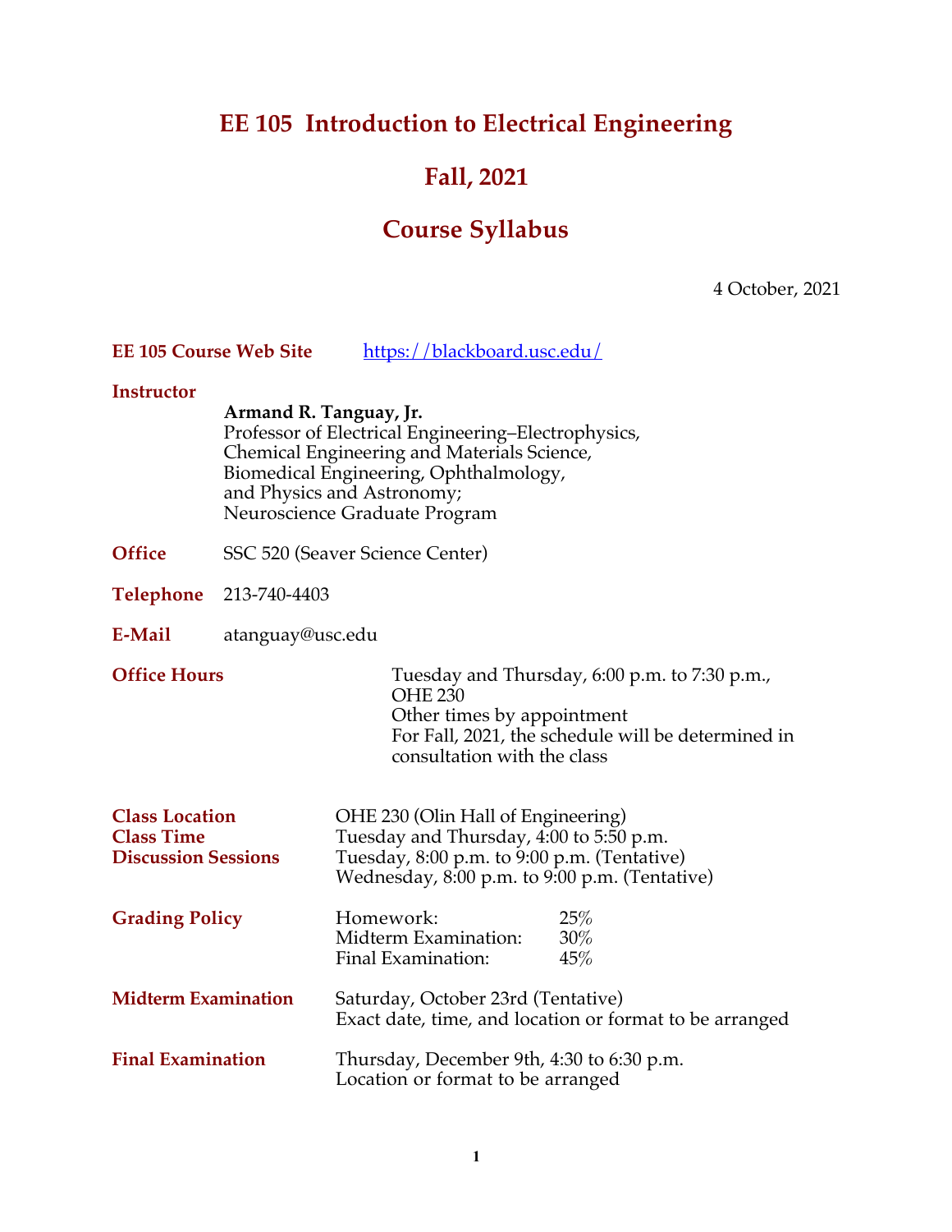# EE 105 Introduction to Electrical Engineering

## Fall, 2021

## Course Syllabus

4 October, 2021

**EE 105 Course Web Site** https://blackboard.usc.edu/

**Instructor**

**Armand R. Tanguay, Jr.**
Professor of Electrical Engineering–Electrophysics,
Chemical Engineering and Materials Science,
Biomedical Engineering, Ophthalmology,
and Physics and Astronomy;
Neuroscience Graduate Program

**Office** SSC 520 (Seaver Science Center)

**Telephone** 213-740-4403

**E-Mail** atanguay@usc.edu

**Office Hours**
Tuesday and Thursday, 6:00 p.m. to 7:30 p.m., OHE 230
Other times by appointment
For Fall, 2021, the schedule will be determined in consultation with the class

**Class Location** OHE 230 (Olin Hall of Engineering)
**Class Time** Tuesday and Thursday, 4:00 to 5:50 p.m.
**Discussion Sessions** Tuesday, 8:00 p.m. to 9:00 p.m. (Tentative)
Wednesday, 8:00 p.m. to 9:00 p.m. (Tentative)

**Grading Policy**

| | |
|---|---|
| Homework: | 25% |
| Midterm Examination: | 30% |
| Final Examination: | 45% |

**Midterm Examination** Saturday, October 23rd (Tentative)
Exact date, time, and location or format to be arranged

**Final Examination** Thursday, December 9th, 4:30 to 6:30 p.m.
Location or format to be arranged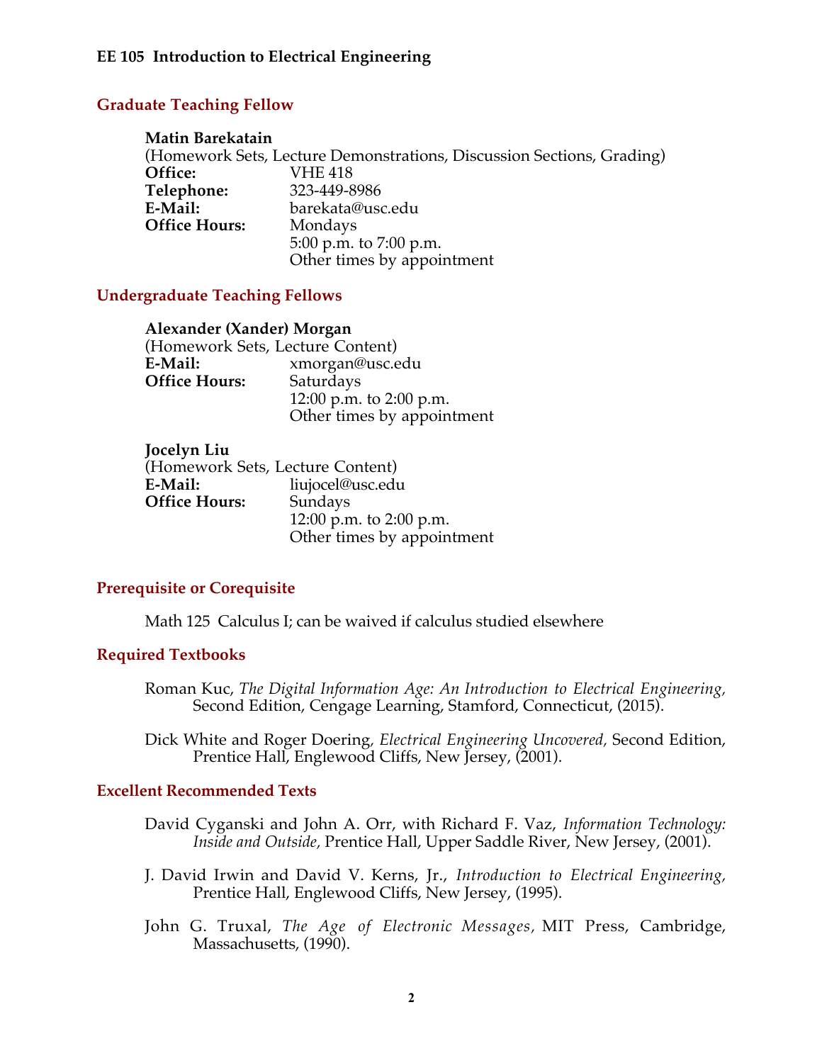**EE 105 Introduction to Electrical Engineering**

## Graduate Teaching Fellow

**Matin Barekatain**
(Homework Sets, Lecture Demonstrations, Discussion Sections, Grading)
**Office:** VHE 418
**Telephone:** 323-449-8986
**E-Mail:** barekata@usc.edu
**Office Hours:** Mondays
5:00 p.m. to 7:00 p.m.
Other times by appointment

## Undergraduate Teaching Fellows

**Alexander (Xander) Morgan**
(Homework Sets, Lecture Content)
**E-Mail:** xmorgan@usc.edu
**Office Hours:** Saturdays
12:00 p.m. to 2:00 p.m.
Other times by appointment

**Jocelyn Liu**
(Homework Sets, Lecture Content)
**E-Mail:** liujocel@usc.edu
**Office Hours:** Sundays
12:00 p.m. to 2:00 p.m.
Other times by appointment

## Prerequisite or Corequisite

Math 125 Calculus I; can be waived if calculus studied elsewhere

## Required Textbooks

Roman Kuc, *The Digital Information Age: An Introduction to Electrical Engineering,* Second Edition, Cengage Learning, Stamford, Connecticut, (2015).

Dick White and Roger Doering, *Electrical Engineering Uncovered,* Second Edition, Prentice Hall, Englewood Cliffs, New Jersey, (2001).

## Excellent Recommended Texts

David Cyganski and John A. Orr, with Richard F. Vaz, *Information Technology: Inside and Outside,* Prentice Hall, Upper Saddle River, New Jersey, (2001).

J. David Irwin and David V. Kerns, Jr., *Introduction to Electrical Engineering,* Prentice Hall, Englewood Cliffs, New Jersey, (1995).

John G. Truxal, *The Age of Electronic Messages*, MIT Press, Cambridge, Massachusetts, (1990).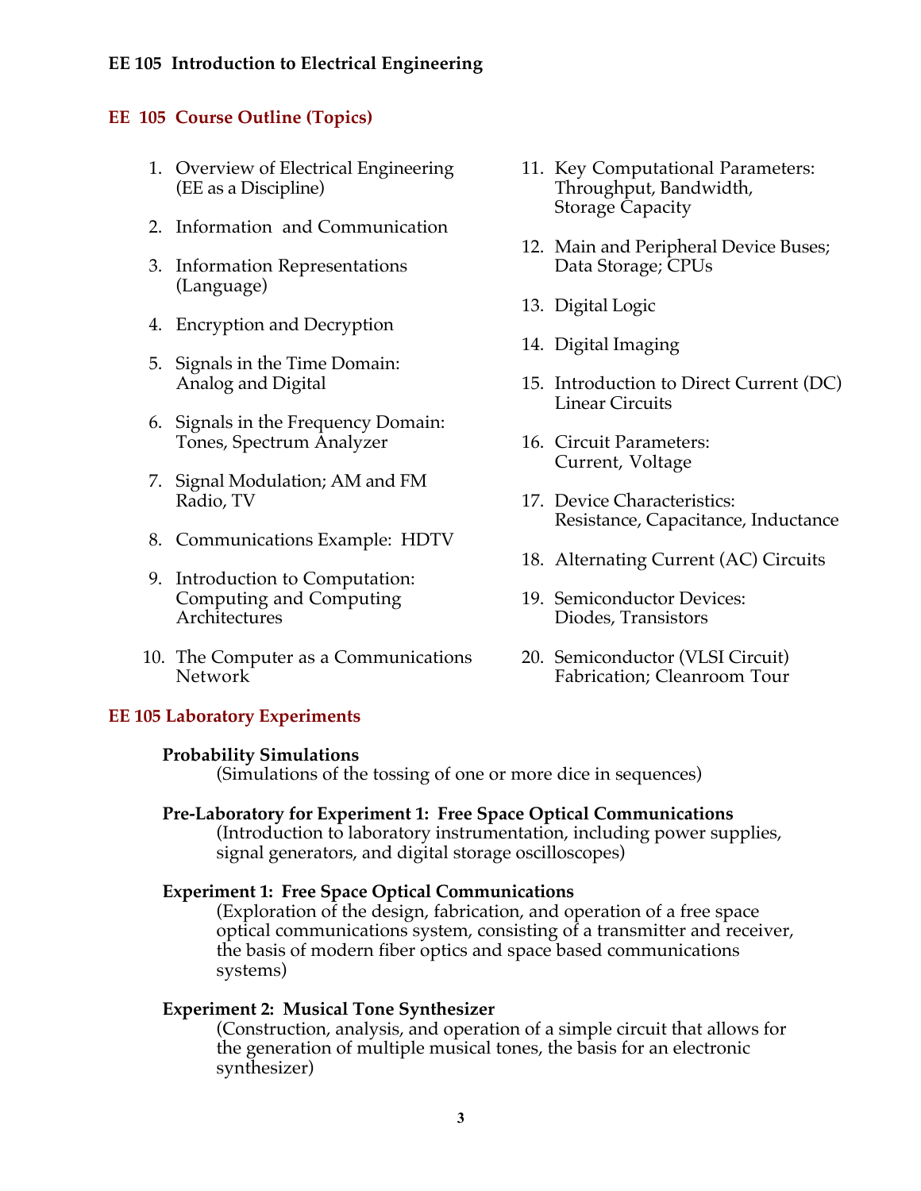**EE 105 Introduction to Electrical Engineering**

## EE 105 Course Outline (Topics)

1. Overview of Electrical Engineering (EE as a Discipline)
2. Information and Communication
3. Information Representations (Language)
4. Encryption and Decryption
5. Signals in the Time Domain: Analog and Digital
6. Signals in the Frequency Domain: Tones, Spectrum Analyzer
7. Signal Modulation; AM and FM Radio, TV
8. Communications Example: HDTV
9. Introduction to Computation: Computing and Computing Architectures
10. The Computer as a Communications Network
11. Key Computational Parameters: Throughput, Bandwidth, Storage Capacity
12. Main and Peripheral Device Buses; Data Storage; CPUs
13. Digital Logic
14. Digital Imaging
15. Introduction to Direct Current (DC) Linear Circuits
16. Circuit Parameters: Current, Voltage
17. Device Characteristics: Resistance, Capacitance, Inductance
18. Alternating Current (AC) Circuits
19. Semiconductor Devices: Diodes, Transistors
20. Semiconductor (VLSI Circuit) Fabrication; Cleanroom Tour

## EE 105 Laboratory Experiments

**Probability Simulations**
(Simulations of the tossing of one or more dice in sequences)

**Pre-Laboratory for Experiment 1: Free Space Optical Communications**
(Introduction to laboratory instrumentation, including power supplies, signal generators, and digital storage oscilloscopes)

**Experiment 1: Free Space Optical Communications**
(Exploration of the design, fabrication, and operation of a free space optical communications system, consisting of a transmitter and receiver, the basis of modern fiber optics and space based communications systems)

**Experiment 2: Musical Tone Synthesizer**
(Construction, analysis, and operation of a simple circuit that allows for the generation of multiple musical tones, the basis for an electronic synthesizer)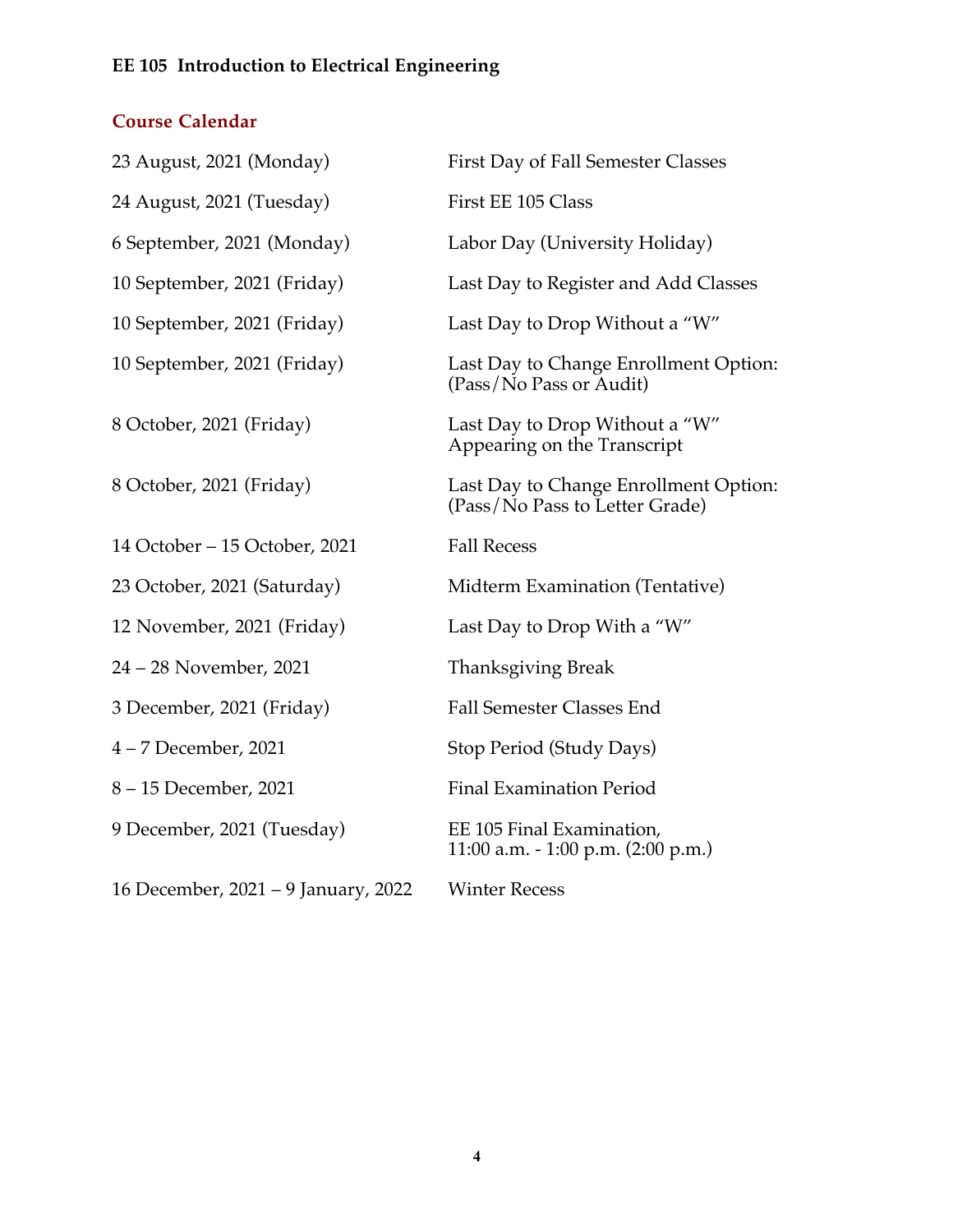**EE 105 Introduction to Electrical Engineering**

## Course Calendar

| | |
|---|---|
| 23 August, 2021 (Monday) | First Day of Fall Semester Classes |
| 24 August, 2021 (Tuesday) | First EE 105 Class |
| 6 September, 2021 (Monday) | Labor Day (University Holiday) |
| 10 September, 2021 (Friday) | Last Day to Register and Add Classes |
| 10 September, 2021 (Friday) | Last Day to Drop Without a "W" |
| 10 September, 2021 (Friday) | Last Day to Change Enrollment Option: (Pass/No Pass or Audit) |
| 8 October, 2021 (Friday) | Last Day to Drop Without a "W" Appearing on the Transcript |
| 8 October, 2021 (Friday) | Last Day to Change Enrollment Option: (Pass/No Pass to Letter Grade) |
| 14 October – 15 October, 2021 | Fall Recess |
| 23 October, 2021 (Saturday) | Midterm Examination (Tentative) |
| 12 November, 2021 (Friday) | Last Day to Drop With a "W" |
| 24 – 28 November, 2021 | Thanksgiving Break |
| 3 December, 2021 (Friday) | Fall Semester Classes End |
| 4 – 7 December, 2021 | Stop Period (Study Days) |
| 8 – 15 December, 2021 | Final Examination Period |
| 9 December, 2021 (Tuesday) | EE 105 Final Examination, 11:00 a.m. - 1:00 p.m. (2:00 p.m.) |
| 16 December, 2021 – 9 January, 2022 | Winter Recess |